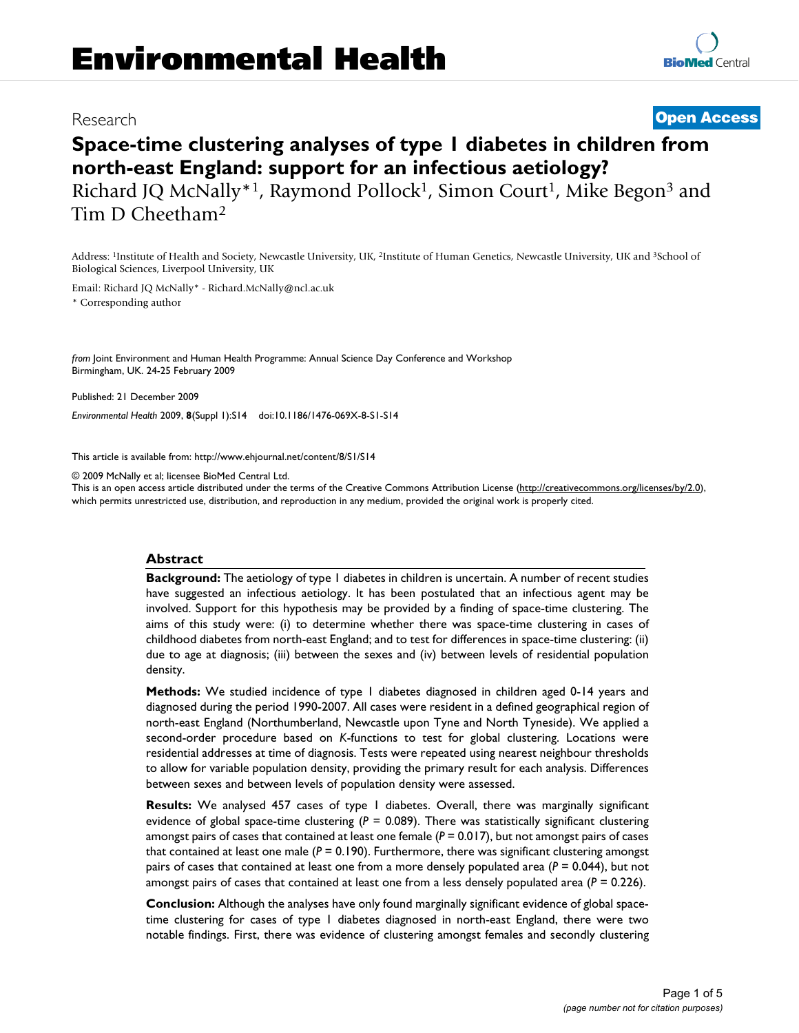Research

**Open Access**

# Space-time clustering analyses of type 1 diabetes in children from north-east England: support for an infectious aetiology?

Richard JQ McNally*[1], Raymond Pollock[1], Simon Court[1], Mike Begon[3] and Tim D Cheetham[2]

Address: [1]Institute of Health and Society, Newcastle University, UK, [2]Institute of Human Genetics, Newcastle University, UK and [3]School of Biological Sciences, Liverpool University, UK

Email: Richard JQ McNally* - Richard.McNally@ncl.ac.uk

\* Corresponding author

*from* Joint Environment and Human Health Programme: Annual Science Day Conference and Workshop
Birmingham, UK. 24-25 February 2009

Published: 21 December 2009

*Environmental Health* 2009, **8**(Suppl 1):S14 doi:10.1186/1476-069X-8-S1-S14

This article is available from: http://www.ehjournal.net/content/8/S1/S14

© 2009 McNally et al; licensee BioMed Central Ltd.
This is an open access article distributed under the terms of the Creative Commons Attribution License (http://creativecommons.org/licenses/by/2.0), which permits unrestricted use, distribution, and reproduction in any medium, provided the original work is properly cited.

## Abstract

**Background:** The aetiology of type 1 diabetes in children is uncertain. A number of recent studies have suggested an infectious aetiology. It has been postulated that an infectious agent may be involved. Support for this hypothesis may be provided by a finding of space-time clustering. The aims of this study were: (i) to determine whether there was space-time clustering in cases of childhood diabetes from north-east England; and to test for differences in space-time clustering: (ii) due to age at diagnosis; (iii) between the sexes and (iv) between levels of residential population density.

**Methods:** We studied incidence of type 1 diabetes diagnosed in children aged 0-14 years and diagnosed during the period 1990-2007. All cases were resident in a defined geographical region of north-east England (Northumberland, Newcastle upon Tyne and North Tyneside). We applied a second-order procedure based on *K*-functions to test for global clustering. Locations were residential addresses at time of diagnosis. Tests were repeated using nearest neighbour thresholds to allow for variable population density, providing the primary result for each analysis. Differences between sexes and between levels of population density were assessed.

**Results:** We analysed 457 cases of type 1 diabetes. Overall, there was marginally significant evidence of global space-time clustering ($P = 0.089$). There was statistically significant clustering amongst pairs of cases that contained at least one female ($P = 0.017$), but not amongst pairs of cases that contained at least one male ($P = 0.190$). Furthermore, there was significant clustering amongst pairs of cases that contained at least one from a more densely populated area ($P = 0.044$), but not amongst pairs of cases that contained at least one from a less densely populated area ($P = 0.226$).

**Conclusion:** Although the analyses have only found marginally significant evidence of global space-time clustering for cases of type 1 diabetes diagnosed in north-east England, there were two notable findings. First, there was evidence of clustering amongst females and secondly clustering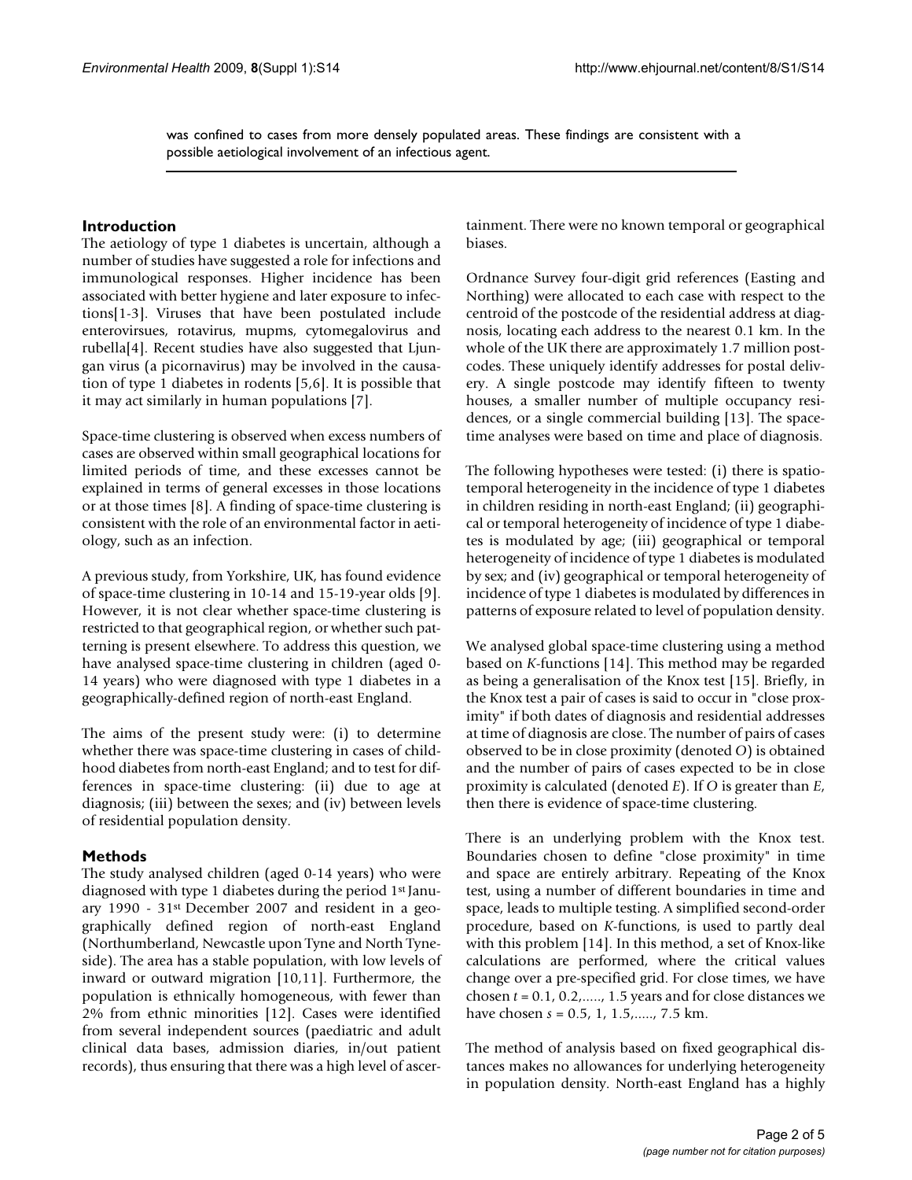was confined to cases from more densely populated areas. These findings are consistent with a possible aetiological involvement of an infectious agent.

## Introduction

The aetiology of type 1 diabetes is uncertain, although a number of studies have suggested a role for infections and immunological responses. Higher incidence has been associated with better hygiene and later exposure to infections[1-3]. Viruses that have been postulated include enterovirsues, rotavirus, mupms, cytomegalovirus and rubella[4]. Recent studies have also suggested that Ljungan virus (a picornavirus) may be involved in the causation of type 1 diabetes in rodents [5,6]. It is possible that it may act similarly in human populations [7].

Space-time clustering is observed when excess numbers of cases are observed within small geographical locations for limited periods of time, and these excesses cannot be explained in terms of general excesses in those locations or at those times [8]. A finding of space-time clustering is consistent with the role of an environmental factor in aetiology, such as an infection.

A previous study, from Yorkshire, UK, has found evidence of space-time clustering in 10-14 and 15-19-year olds [9]. However, it is not clear whether space-time clustering is restricted to that geographical region, or whether such patterning is present elsewhere. To address this question, we have analysed space-time clustering in children (aged 0-14 years) who were diagnosed with type 1 diabetes in a geographically-defined region of north-east England.

The aims of the present study were: (i) to determine whether there was space-time clustering in cases of childhood diabetes from north-east England; and to test for differences in space-time clustering: (ii) due to age at diagnosis; (iii) between the sexes; and (iv) between levels of residential population density.

## Methods

The study analysed children (aged 0-14 years) who were diagnosed with type 1 diabetes during the period 1st January 1990 - 31st December 2007 and resident in a geographically defined region of north-east England (Northumberland, Newcastle upon Tyne and North Tyneside). The area has a stable population, with low levels of inward or outward migration [10,11]. Furthermore, the population is ethnically homogeneous, with fewer than 2% from ethnic minorities [12]. Cases were identified from several independent sources (paediatric and adult clinical data bases, admission diaries, in/out patient records), thus ensuring that there was a high level of ascertainment. There were no known temporal or geographical biases.

Ordnance Survey four-digit grid references (Easting and Northing) were allocated to each case with respect to the centroid of the postcode of the residential address at diagnosis, locating each address to the nearest 0.1 km. In the whole of the UK there are approximately 1.7 million postcodes. These uniquely identify addresses for postal delivery. A single postcode may identify fifteen to twenty houses, a smaller number of multiple occupancy residences, or a single commercial building [13]. The space-time analyses were based on time and place of diagnosis.

The following hypotheses were tested: (i) there is spatio-temporal heterogeneity in the incidence of type 1 diabetes in children residing in north-east England; (ii) geographical or temporal heterogeneity of incidence of type 1 diabetes is modulated by age; (iii) geographical or temporal heterogeneity of incidence of type 1 diabetes is modulated by sex; and (iv) geographical or temporal heterogeneity of incidence of type 1 diabetes is modulated by differences in patterns of exposure related to level of population density.

We analysed global space-time clustering using a method based on *K*-functions [14]. This method may be regarded as being a generalisation of the Knox test [15]. Briefly, in the Knox test a pair of cases is said to occur in "close proximity" if both dates of diagnosis and residential addresses at time of diagnosis are close. The number of pairs of cases observed to be in close proximity (denoted $O$) is obtained and the number of pairs of cases expected to be in close proximity is calculated (denoted $E$). If $O$ is greater than $E$, then there is evidence of space-time clustering.

There is an underlying problem with the Knox test. Boundaries chosen to define "close proximity" in time and space are entirely arbitrary. Repeating of the Knox test, using a number of different boundaries in time and space, leads to multiple testing. A simplified second-order procedure, based on *K*-functions, is used to partly deal with this problem [14]. In this method, a set of Knox-like calculations are performed, where the critical values change over a pre-specified grid. For close times, we have chosen $t = 0.1, 0.2, \ldots, 1.5$ years and for close distances we have chosen $s = 0.5, 1, 1.5, \ldots, 7.5$ km.

The method of analysis based on fixed geographical distances makes no allowances for underlying heterogeneity in population density. North-east England has a highly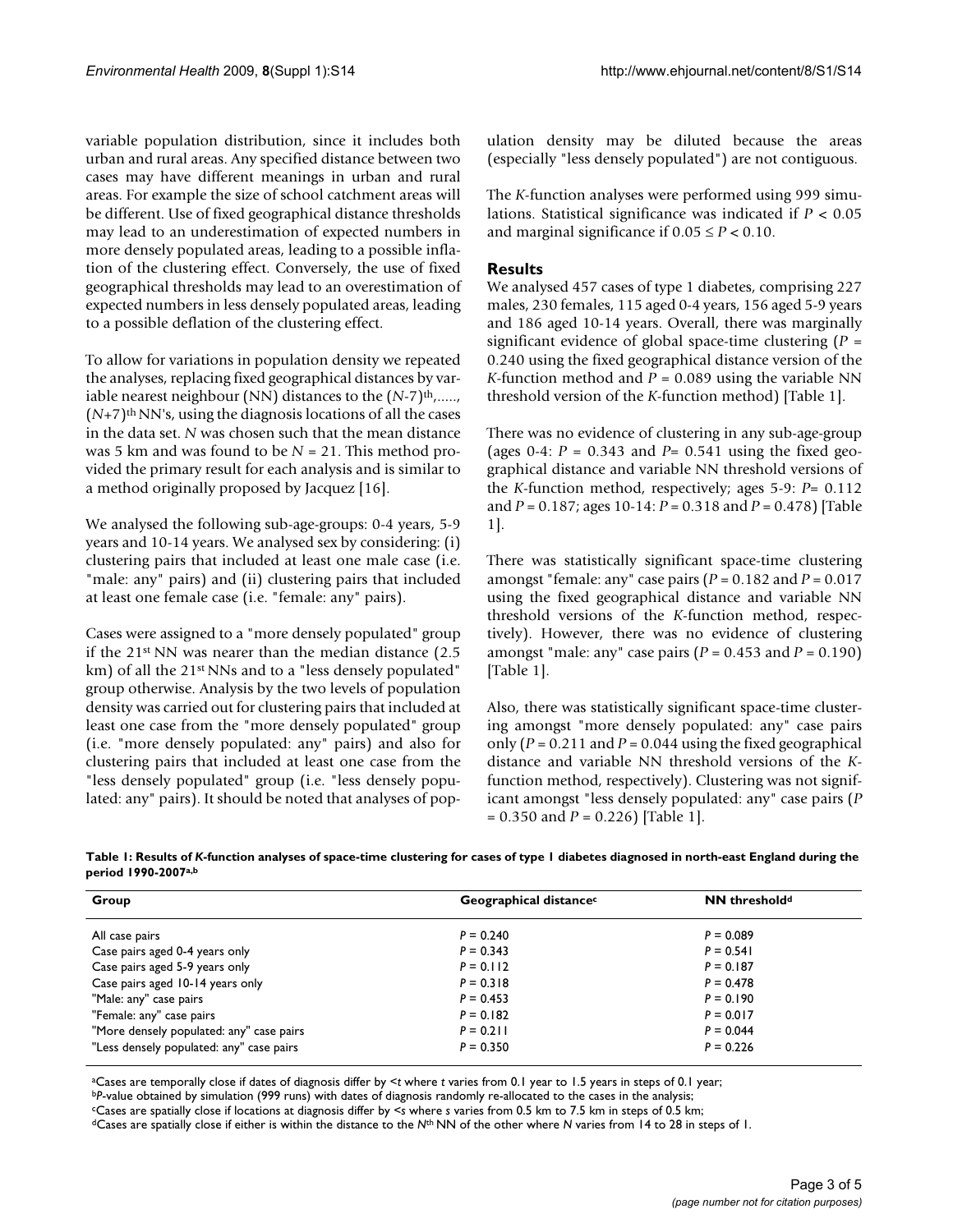variable population distribution, since it includes both urban and rural areas. Any specified distance between two cases may have different meanings in urban and rural areas. For example the size of school catchment areas will be different. Use of fixed geographical distance thresholds may lead to an underestimation of expected numbers in more densely populated areas, leading to a possible inflation of the clustering effect. Conversely, the use of fixed geographical thresholds may lead to an overestimation of expected numbers in less densely populated areas, leading to a possible deflation of the clustering effect.

To allow for variations in population density we repeated the analyses, replacing fixed geographical distances by variable nearest neighbour (NN) distances to the $(N\text{-}7)^{th}$,....., $(N+7)^{th}$ NN's, using the diagnosis locations of all the cases in the data set. $N$ was chosen such that the mean distance was 5 km and was found to be $N = 21$. This method provided the primary result for each analysis and is similar to a method originally proposed by Jacquez [16].

We analysed the following sub-age-groups: 0-4 years, 5-9 years and 10-14 years. We analysed sex by considering: (i) clustering pairs that included at least one male case (i.e. "male: any" pairs) and (ii) clustering pairs that included at least one female case (i.e. "female: any" pairs).

Cases were assigned to a "more densely populated" group if the $21^{st}$ NN was nearer than the median distance (2.5 km) of all the $21^{st}$ NNs and to a "less densely populated" group otherwise. Analysis by the two levels of population density was carried out for clustering pairs that included at least one case from the "more densely populated" group (i.e. "more densely populated: any" pairs) and also for clustering pairs that included at least one case from the "less densely populated" group (i.e. "less densely populated: any" pairs). It should be noted that analyses of population density may be diluted because the areas (especially "less densely populated") are not contiguous.

The *K*-function analyses were performed using 999 simulations. Statistical significance was indicated if $P < 0.05$ and marginal significance if $0.05 \le P < 0.10$.

## Results

We analysed 457 cases of type 1 diabetes, comprising 227 males, 230 females, 115 aged 0-4 years, 156 aged 5-9 years and 186 aged 10-14 years. Overall, there was marginally significant evidence of global space-time clustering ($P = 0.240$ using the fixed geographical distance version of the *K*-function method and $P = 0.089$ using the variable NN threshold version of the *K*-function method) [Table 1].

There was no evidence of clustering in any sub-age-group (ages 0-4: $P = 0.343$ and $P= 0.541$ using the fixed geographical distance and variable NN threshold versions of the *K*-function method, respectively; ages 5-9: $P= 0.112$ and $P = 0.187$; ages 10-14: $P = 0.318$ and $P = 0.478$) [Table 1].

There was statistically significant space-time clustering amongst "female: any" case pairs ($P = 0.182$ and $P = 0.017$ using the fixed geographical distance and variable NN threshold versions of the *K*-function method, respectively). However, there was no evidence of clustering amongst "male: any" case pairs ($P = 0.453$ and $P = 0.190$) [Table 1].

Also, there was statistically significant space-time clustering amongst "more densely populated: any" case pairs only ($P = 0.211$ and $P = 0.044$ using the fixed geographical distance and variable NN threshold versions of the *K*-function method, respectively). Clustering was not significant amongst "less densely populated: any" case pairs ($P = 0.350$ and $P = 0.226$) [Table 1].

**Table 1: Results of *K*-function analyses of space-time clustering for cases of type 1 diabetes diagnosed in north-east England during the period 1990-2007[a,b]**

| Group | Geographical distance[c] | NN threshold[d] |
|---|---|---|
| All case pairs | $P = 0.240$ | $P = 0.089$ |
| Case pairs aged 0-4 years only | $P = 0.343$ | $P = 0.541$ |
| Case pairs aged 5-9 years only | $P = 0.112$ | $P = 0.187$ |
| Case pairs aged 10-14 years only | $P = 0.318$ | $P = 0.478$ |
| "Male: any" case pairs | $P = 0.453$ | $P = 0.190$ |
| "Female: any" case pairs | $P = 0.182$ | $P = 0.017$ |
| "More densely populated: any" case pairs | $P = 0.211$ | $P = 0.044$ |
| "Less densely populated: any" case pairs | $P = 0.350$ | $P = 0.226$ |

[a]Cases are temporally close if dates of diagnosis differ by $<t$ where $t$ varies from 0.1 year to 1.5 years in steps of 0.1 year;
[b]*P*-value obtained by simulation (999 runs) with dates of diagnosis randomly re-allocated to the cases in the analysis;
[c]Cases are spatially close if locations at diagnosis differ by $<s$ where $s$ varies from 0.5 km to 7.5 km in steps of 0.5 km;
[d]Cases are spatially close if either is within the distance to the $N^{th}$ NN of the other where $N$ varies from 14 to 28 in steps of 1.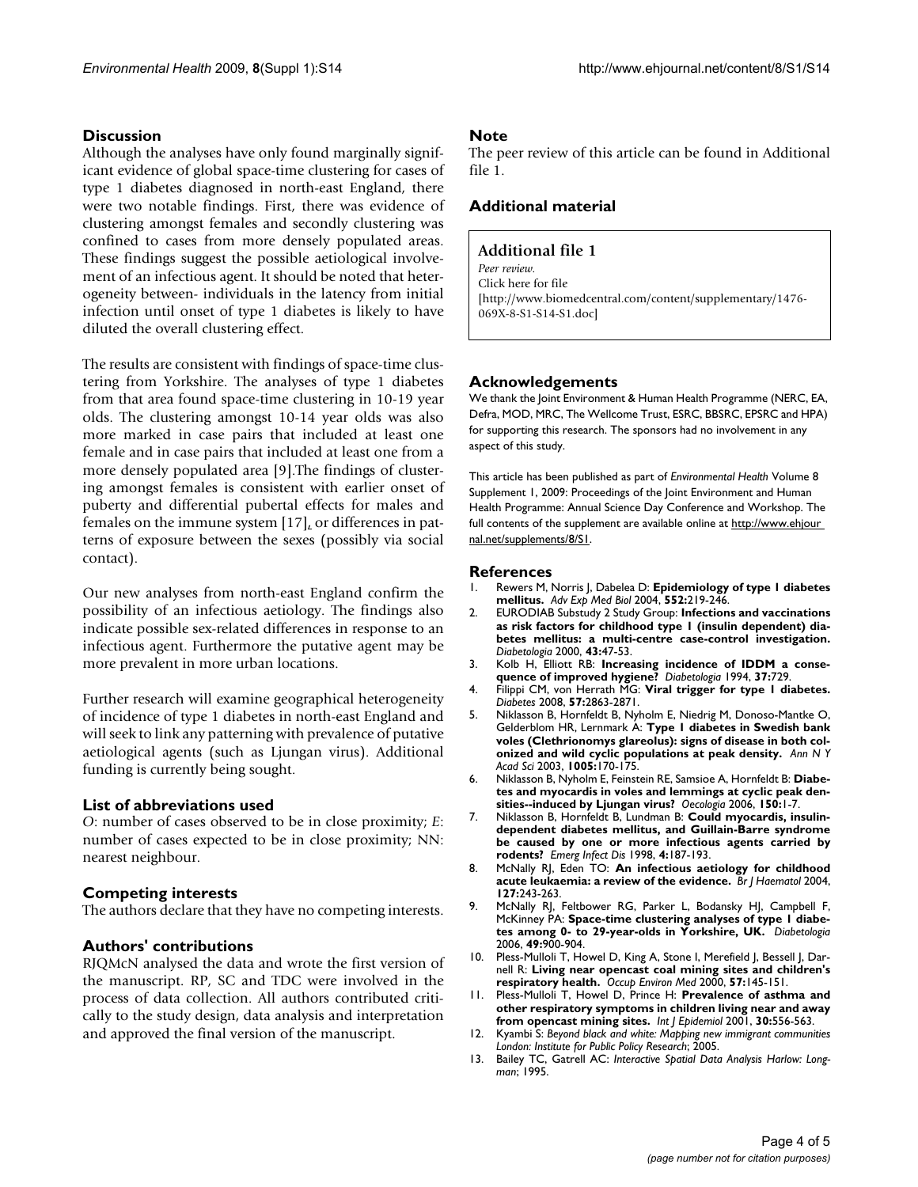## Discussion

Although the analyses have only found marginally significant evidence of global space-time clustering for cases of type 1 diabetes diagnosed in north-east England, there were two notable findings. First, there was evidence of clustering amongst females and secondly clustering was confined to cases from more densely populated areas. These findings suggest the possible aetiological involvement of an infectious agent. It should be noted that heterogeneity between- individuals in the latency from initial infection until onset of type 1 diabetes is likely to have diluted the overall clustering effect.

The results are consistent with findings of space-time clustering from Yorkshire. The analyses of type 1 diabetes from that area found space-time clustering in 10-19 year olds. The clustering amongst 10-14 year olds was also more marked in case pairs that included at least one female and in case pairs that included at least one from a more densely populated area [9].The findings of clustering amongst females is consistent with earlier onset of puberty and differential pubertal effects for males and females on the immune system [17], or differences in patterns of exposure between the sexes (possibly via social contact).

Our new analyses from north-east England confirm the possibility of an infectious aetiology. The findings also indicate possible sex-related differences in response to an infectious agent. Furthermore the putative agent may be more prevalent in more urban locations.

Further research will examine geographical heterogeneity of incidence of type 1 diabetes in north-east England and will seek to link any patterning with prevalence of putative aetiological agents (such as Ljungan virus). Additional funding is currently being sought.

## List of abbreviations used

*O*: number of cases observed to be in close proximity; *E*: number of cases expected to be in close proximity; NN: nearest neighbour.

## Competing interests

The authors declare that they have no competing interests.

## Authors' contributions

RJQMcN analysed the data and wrote the first version of the manuscript. RP, SC and TDC were involved in the process of data collection. All authors contributed critically to the study design, data analysis and interpretation and approved the final version of the manuscript.

## Note

The peer review of this article can be found in Additional file 1.

## Additional material

**Additional file 1**
*Peer review.*
Click here for file
[http://www.biomedcentral.com/content/supplementary/1476-069X-8-S1-S14-S1.doc]

## Acknowledgements

We thank the Joint Environment & Human Health Programme (NERC, EA, Defra, MOD, MRC, The Wellcome Trust, ESRC, BBSRC, EPSRC and HPA) for supporting this research. The sponsors had no involvement in any aspect of this study.

This article has been published as part of *Environmental Health* Volume 8 Supplement 1, 2009: Proceedings of the Joint Environment and Human Health Programme: Annual Science Day Conference and Workshop. The full contents of the supplement are available online at http://www.ehjournal.net/supplements/8/S1.

## References

1. Rewers M, Norris J, Dabelea D: **Epidemiology of type 1 diabetes mellitus.** *Adv Exp Med Biol* 2004, **552:**219-246.
2. EURODIAB Substudy 2 Study Group: **Infections and vaccinations as risk factors for childhood type 1 (insulin dependent) diabetes mellitus: a multi-centre case-control investigation.** *Diabetologia* 2000, **43:**47-53.
3. Kolb H, Elliott RB: **Increasing incidence of IDDM a consequence of improved hygiene?** *Diabetologia* 1994, **37:**729.
4. Filippi CM, von Herrath MG: **Viral trigger for type 1 diabetes.** *Diabetes* 2008, **57:**2863-2871.
5. Niklasson B, Hornfeldt B, Nyholm E, Niedrig M, Donoso-Mantke O, Gelderblom HR, Lernmark A: **Type 1 diabetes in Swedish bank voles (Clethrionomys glareolus): signs of disease in both colonized and wild cyclic populations at peak density.** *Ann N Y Acad Sci* 2003, **1005:**170-175.
6. Niklasson B, Nyholm E, Feinstein RE, Samsioe A, Hornfeldt B: **Diabetes and myocardis in voles and lemmings at cyclic peak densities--induced by Ljungan virus?** *Oecologia* 2006, **150:**1-7.
7. Niklasson B, Hornfeldt B, Lundman B: **Could myocardis, insulin-dependent diabetes mellitus, and Guillain-Barre syndrome be caused by one or more infectious agents carried by rodents?** *Emerg Infect Dis* 1998, **4:**187-193.
8. McNally RJ, Eden TO: **An infectious aetiology for childhood acute leukaemia: a review of the evidence.** *Br J Haematol* 2004, **127:**243-263.
9. McNally RJ, Feltbower RG, Parker L, Bodansky HJ, Campbell F, McKinney PA: **Space-time clustering analyses of type 1 diabetes among 0- to 29-year-olds in Yorkshire, UK.** *Diabetologia* 2006, **49:**900-904.
10. Pless-Mulloli T, Howel D, King A, Stone I, Merefield J, Bessell J, Darnell R: **Living near opencast coal mining sites and children's respiratory health.** *Occup Environ Med* 2000, **57:**145-151.
11. Pless-Mulloli T, Howel D, Prince H: **Prevalence of asthma and other respiratory symptoms in children living near and away from opencast mining sites.** *Int J Epidemiol* 2001, **30:**556-563.
12. Kyambi S: *Beyond black and white: Mapping new immigrant communities London: Institute for Public Policy Research*; 2005.
13. Bailey TC, Gatrell AC: *Interactive Spatial Data Analysis Harlow: Longman*; 1995.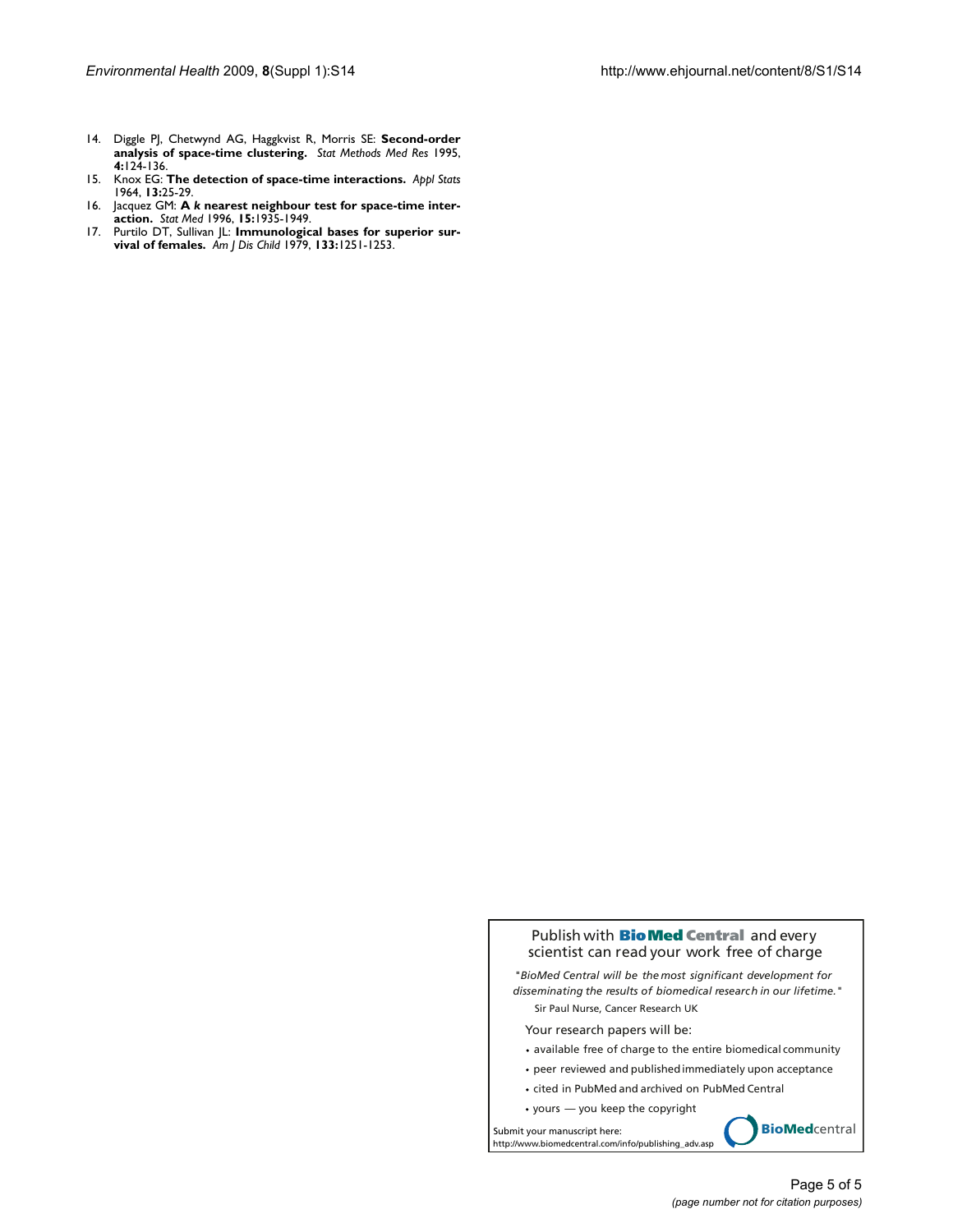14. Diggle PJ, Chetwynd AG, Haggkvist R, Morris SE: **Second-order analysis of space-time clustering.** *Stat Methods Med Res* 1995, **4:**124-136.
15. Knox EG: **The detection of space-time interactions.** *Appl Stats* 1964, **13:**25-29.
16. Jacquez GM: **A *k* nearest neighbour test for space-time interaction.** *Stat Med* 1996, **15:**1935-1949.
17. Purtilo DT, Sullivan JL: **Immunological bases for superior survival of females.** *Am J Dis Child* 1979, **133:**1251-1253.

Publish with **BioMed Central** and every scientist can read your work free of charge

*"BioMed Central will be the most significant development for disseminating the results of biomedical research in our lifetime."*

Sir Paul Nurse, Cancer Research UK

Your research papers will be:

- available free of charge to the entire biomedical community
- peer reviewed and published immediately upon acceptance
- cited in PubMed and archived on PubMed Central
- yours — you keep the copyright

Submit your manuscript here:
http://www.biomedcentral.com/info/publishing_adv.asp

**BioMed**central